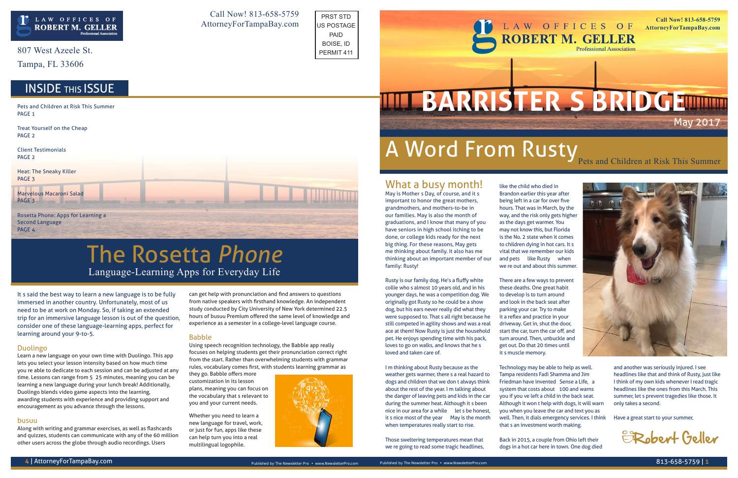# LAW OFFICES OF ROBERT M. GELLER

Professional Association

807 West Azeele St.
Tampa, FL 33606

Call Now! 813-658-5759
AttorneyForTampaBay.com

PRST STD
US POSTAGE
PAID
BOISE, ID
PERMIT 411

## INSIDE THIS ISSUE

Pets and Children at Risk This Summer
PAGE 1

Treat Yourself on the Cheap
PAGE 2

Client Testimonials
PAGE 2

Heat: The Sneaky Killer
PAGE 3

Marvelous Macaroni Salad
PAGE 3

Rosetta Phone: Apps for Learning a Second Language
PAGE 4

# The Rosetta *Phone*

## Language-Learning Apps for Everyday Life

It s said the best way to learn a new language is to be fully immersed in another country. Unfortunately, most of us need to be at work on Monday. So, if taking an extended trip for an immersive language lesson is out of the question, consider one of these language-learning apps, perfect for learning around your 9-to-5.

### Duolingo

Learn a new language on your own time with Duolingo. This app lets you select your lesson intensity based on how much time you re able to dedicate to each session and can be adjusted at any time. Lessons can range from 5 25 minutes, meaning you can be learning a new language during your lunch break! Additionally, Duolingo blends video game aspects into the learning, awarding students with experience and providing support and encouragement as you advance through the lessons.

### busuu

Along with writing and grammar exercises, as well as flashcards and quizzes, students can communicate with any of the 60 million other users across the globe through audio recordings. Users can get help with pronunciation and find answers to questions from native speakers with firsthand knowledge. An independent study conducted by City University of New York determined 22.5 hours of busuu Premium offered the same level of knowledge and experience as a semester in a college-level language course.

### Babble

Using speech recognition technology, the Babble app really focuses on helping students get their pronunciation correct right from the start. Rather than overwhelming students with grammar rules, vocabulary comes first, with students learning grammar as they go. Babble offers more customization in its lesson plans, meaning you can focus on the vocabulary that s relevant to you and your current needs.

Whether you need to learn a new language for travel, work, or just for fun, apps like these can help turn you into a real multilingual logophile.

Published by The Newsletter Pro • www.NewsletterPro.com

# BARRISTER S BRIDGE

May 2017

# A Word From Rusty

## Pets and Children at Risk This Summer

### What a busy month!

May is Mother s Day, of course, and it s important to honor the great mothers, grandmothers, and mothers-to-be in our families. May is also the month of graduations, and I know that many of you have seniors in high school itching to be done, or college kids ready for the next big thing. For these reasons, May gets me thinking about family. It also has me thinking about an important member of our family: Rusty!

Rusty is our family dog. He's a fluffy white collie who s almost 10 years old, and in his younger days, he was a competition dog. We originally got Rusty so he could be a show dog, but his ears never really did what they were supposed to. That s all right because he still competed in agility shows and was a real ace at them! Now Rusty is just the household pet. He enjoys spending time with his pack, loves to go on walks, and knows that he s loved and taken care of.

I m thinking about Rusty because as the weather gets warmer, there s a real hazard to dogs and children that we don t always think about the rest of the year. I m talking about the danger of leaving pets and kids in the car during the summer heat. Although it s been nice in our area for a while let s be honest, it s nice most of the year May is the month when temperatures really start to rise.

Those sweltering temperatures mean that we re going to read some tragic headlines, like the child who died in Brandon earlier this year after being left in a car for over five hours. That was in March, by the way, and the risk only gets higher as the days get warmer. You may not know this, but Florida is the No. 2 state when it comes to children dying in hot cars. It s vital that we remember our kids and pets like Rusty when we re out and about this summer.

There are a few ways to prevent these deaths. One great habit to develop is to turn around and look in the back seat after parking your car. Try to make it a reflex and practice in your driveway. Get in, shut the door, start the car, turn the car off, and turn around. Then, unbuckle and get out. Do that 20 times until it s muscle memory.

Technology may be able to help as well. Tampa residents Fadi Shamma and Jim Friedman have invented Sense a Life, a system that costs about 100 and warns you if you ve left a child in the back seat. Although it won t help with dogs, it will warn you when you leave the car and text you as well. Then, it dials emergency services. I think that s an investment worth making.

Back in 2015, a couple from Ohio left their dogs in a hot car here in town. One dog died and another was seriously injured. I see headlines like that and think of Rusty, just like I think of my own kids whenever I read tragic headlines like the ones from this March. This summer, let s prevent tragedies like those. It only takes a second.

Have a great start to your summer,

Robert Geller

Published by The Newsletter Pro • www.NewsletterPro.com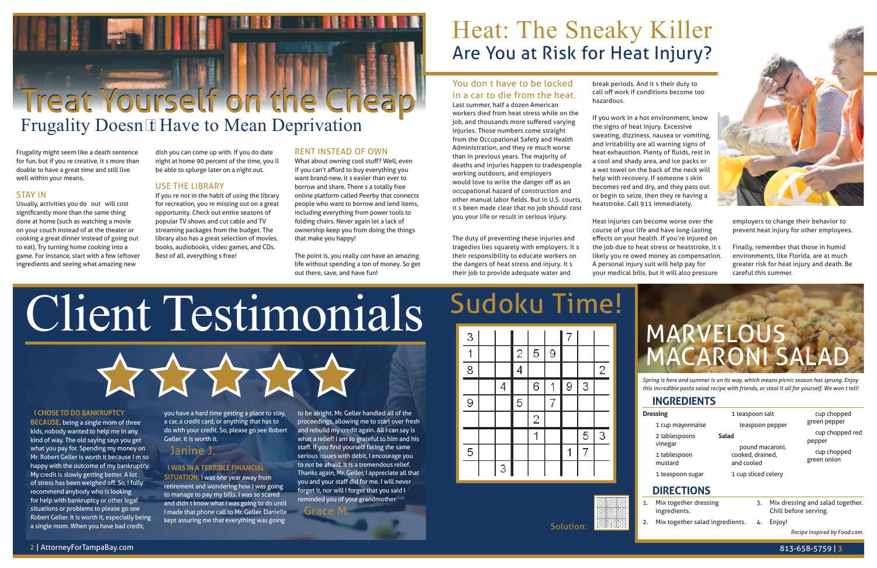# Treat Yourself on the Cheap

## Frugality Doesn't Have to Mean Deprivation

Frugality might seem like a death sentence for fun, but if you re creative, it s more than doable to have a great time and still live well within your means.

### STAY IN

Usually, activities you do out will cost significantly more than the same thing done at home (such as watching a movie on your couch instead of at the theater or cooking a great dinner instead of going out to eat). Try turning home cooking into a game. For instance, start with a few leftover ingredients and seeing what amazing new dish you can come up with. If you do date night at home 90 percent of the time, you ll be able to splurge later on a night out.

### USE THE LIBRARY

If you re not in the habit of using the library for recreation, you re missing out on a great opportunity. Check out entire seasons of popular TV shows and cut cable and TV streaming packages from the budget. The library also has a great selection of movies, books, audiobooks, video games, and CDs. Best of all, everything s free!

### RENT INSTEAD OF OWN

What about owning cool stuff? Well, even if you can't afford to buy everything you want brand-new, it s easier than ever to borrow and share. There s a totally free online platform called Peerby that connects people who want to borrow and lend items, including everything from power tools to folding chairs. Never again let a lack of ownership keep you from doing the things that make you happy!

The point is, you really *can* have an amazing life without spending a ton of money. So get out there, save, and have fun!

# Heat: The Sneaky Killer

## Are You at Risk for Heat Injury?

### You don t have to be locked in a car to die from the heat.

Last summer, half a dozen American workers died from heat stress while on the job, and thousands more suffered varying injuries. Those numbers come straight from the Occupational Safety and Health Administration, and they re much worse than in previous years. The majority of deaths and injuries happen to tradespeople working outdoors, and employers would love to write the danger off as an occupational hazard of construction and other manual labor fields. But in U.S. courts, it s been made clear that no job should cost you your life or result in serious injury.

The duty of preventing these injuries and tragedies lies squarely with employers. It s their responsibility to educate workers on the dangers of heat stress and injury. It s their job to provide adequate water and break periods. And it s their duty to call off work if conditions become too hazardous.

If you work in a hot environment, know the signs of heat injury. Excessive sweating, dizziness, nausea or vomiting, and irritability are all warning signs of heat exhaustion. Plenty of fluids, rest in a cool and shady area, and ice packs or a wet towel on the back of the neck will help with recovery. If someone s skin becomes red and dry, and they pass out or begin to seize, then they re having a heatstroke. Call 911 immediately.

Heat injuries can become worse over the course of your life and have long-lasting effects on your health. If you're injured on the job due to heat stress or heatstroke, it s likely you re owed money as compensation. A personal injury suit will help pay for your medical bills, but it will also pressure employers to change their behavior to prevent heat injury for other employees.

Finally, remember that those in humid environments, like Florida, are at much greater risk for heat injury and death. Be careful this summer.

# Client Testimonials

★★★★★

**I CHOSE TO DO BANKRUPTCY BECAUSE,** being a single mom of three kids, nobody wanted to help me in any kind of way. The old saying says you get what you pay for. Spending my money on Mr. Robert Geller is worth it because I m so happy with the outcome of my bankruptcy. My credit is slowly getting better. A lot of stress has been weighed off. So, I fully recommend anybody who is looking for help with bankruptcy or other legal situations or problems to please go see Robert Geller. It is worth it, especially being a single mom. When you have bad credit, you have a hard time getting a place to stay, a car, a credit card, or anything that has to do with your credit. So, please go see Robert Geller. It is worth it.

Janine J.

**I WAS IN A TERRIBLE FINANCIAL SITUATION.** I was one year away from retirement and wondering how I was going to manage to pay my bills. I was so scared and didn t know what I was going to do until I made that phone call to Mr. Geller. Danielle kept assuring me that everything was going to be alright. Mr. Geller handled all of the proceedings, allowing me to start over fresh and rebuild my credit again. All I can say is what a relief! I am so grateful to him and his staff. If you find yourself facing the same serious issues with debit, I encourage you to not be afraid. It is a tremendous relief. Thanks again, Mr. Geller, I appreciate all that you and your staff did for me. I will never forget it, nor will I forget that you said I reminded you of your grandmother.

Grace M.

# Sudoku Time!

| | | | | | | | | |
|---|---|---|---|---|---|---|---|---|
| 3 | | | | | | 7 | | |
| 1 | | | 2 | 5 | 9 | | | |
| 8 | | | 4 | | | | | 2 |
| | | 4 | | 6 | 1 | 9 | 3 | |
| 9 | | | 5 | | 7 | | | |
| | | | | 2 | | | | |
| | | | | 1 | | | 5 | 3 |
| 5 | | | | | | 1 | 7 | |
| | | 3 | | | | | | |

Solution:

# MARVELOUS MACARONI SALAD

*Spring is here and summer is on its way, which means picnic season has sprung. Enjoy this incredible pasta salad recipe with friends, or steal it all for yourself. We won t tell!*

## INGREDIENTS

**Dressing**

- 1 cup mayonnaise
- 2 tablespoons vinegar
- 1 tablespoon mustard
- 1 teaspoon sugar
- 1 teaspoon salt
- teaspoon pepper

**Salad**

- pound macaroni, cooked, drained, and cooled
- 1 cup sliced celery
- cup chopped green pepper
- cup chopped red pepper
- cup chopped green onion

## DIRECTIONS

1. Mix together dressing ingredients.
2. Mix together salad ingredients.
3. Mix dressing and salad together. Chill before serving.
4. Enjoy!

*Recipe inspired by Food.com.*

AttorneyForTampaBay.com

813-658-5759